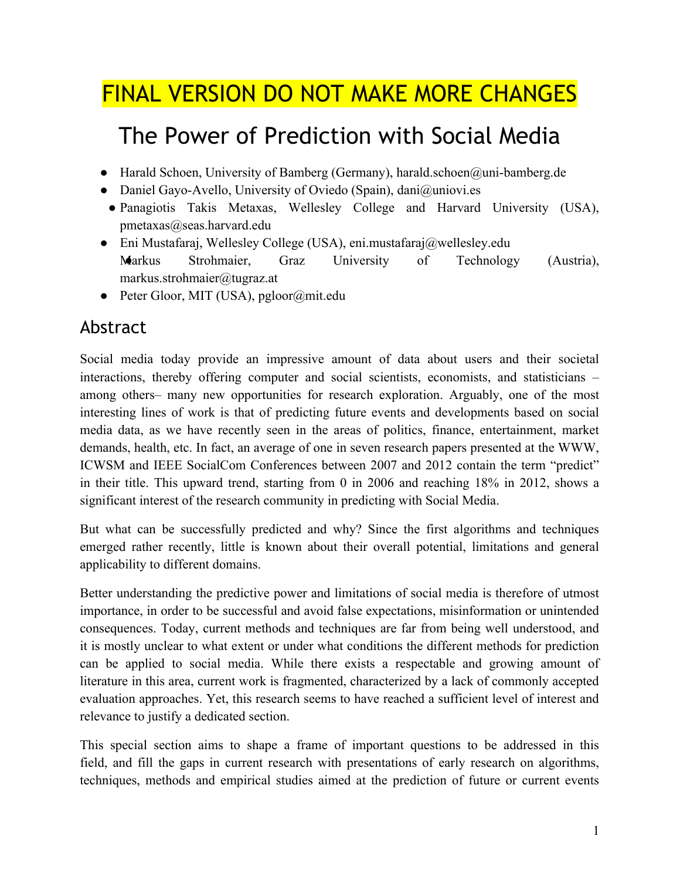FINAL VERSION DO NOT MAKE MORE CHANGES

# The Power of Prediction with Social Media

- Harald Schoen, University of Bamberg (Germany), harald.schoen@uni-bamberg.de
- Daniel Gayo-Avello, University of Oviedo (Spain), dani@uniovi.es
- Panagiotis Takis Metaxas, Wellesley College and Harvard University (USA), pmetaxas@seas.harvard.edu
- Eni Mustafaraj, Wellesley College (USA), eni.mustafaraj@wellesley.edu
- Markus Strohmaier, Graz University of Technology (Austria), markus.strohmaier@tugraz.at
- Peter Gloor, MIT (USA), pgloor@mit.edu

## Abstract

Social media today provide an impressive amount of data about users and their societal interactions, thereby offering computer and social scientists, economists, and statisticians – among others– many new opportunities for research exploration. Arguably, one of the most interesting lines of work is that of predicting future events and developments based on social media data, as we have recently seen in the areas of politics, finance, entertainment, market demands, health, etc. In fact, an average of one in seven research papers presented at the WWW, ICWSM and IEEE SocialCom Conferences between 2007 and 2012 contain the term "predict" in their title. This upward trend, starting from 0 in 2006 and reaching 18% in 2012, shows a significant interest of the research community in predicting with Social Media.

But what can be successfully predicted and why? Since the first algorithms and techniques emerged rather recently, little is known about their overall potential, limitations and general applicability to different domains.

Better understanding the predictive power and limitations of social media is therefore of utmost importance, in order to be successful and avoid false expectations, misinformation or unintended consequences. Today, current methods and techniques are far from being well understood, and it is mostly unclear to what extent or under what conditions the different methods for prediction can be applied to social media. While there exists a respectable and growing amount of literature in this area, current work is fragmented, characterized by a lack of commonly accepted evaluation approaches. Yet, this research seems to have reached a sufficient level of interest and relevance to justify a dedicated section.

This special section aims to shape a frame of important questions to be addressed in this field, and fill the gaps in current research with presentations of early research on algorithms, techniques, methods and empirical studies aimed at the prediction of future or current events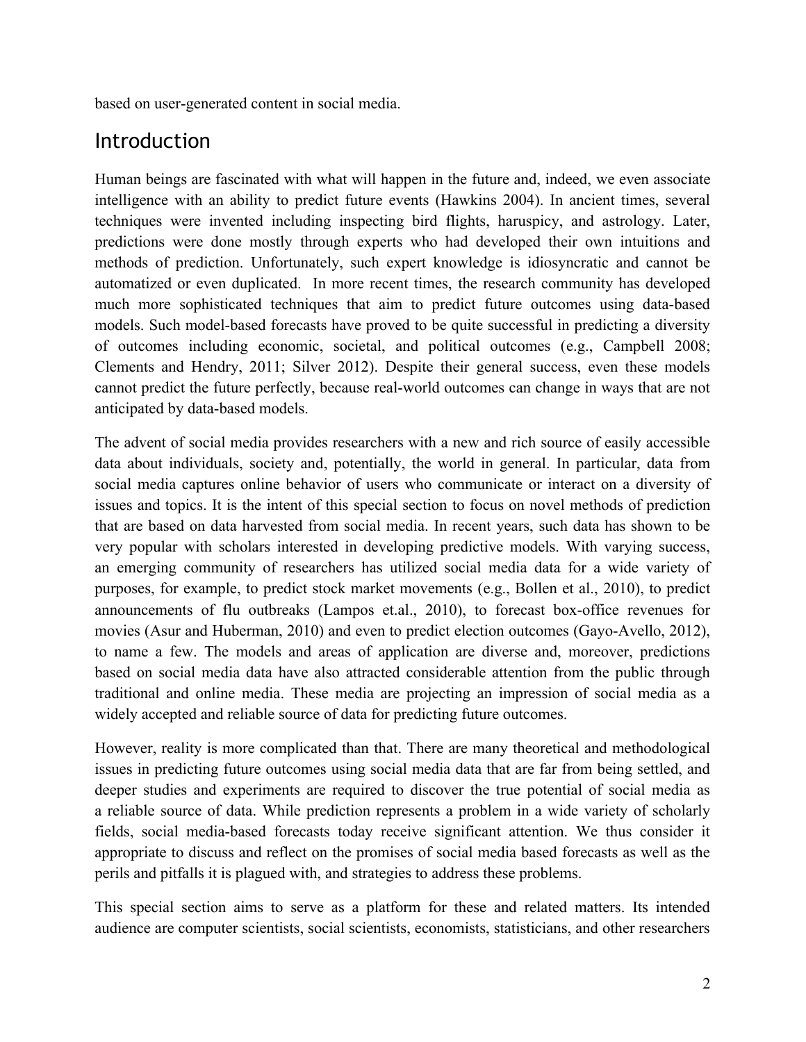based on user-generated content in social media.

## Introduction

Human beings are fascinated with what will happen in the future and, indeed, we even associate intelligence with an ability to predict future events (Hawkins 2004). In ancient times, several techniques were invented including inspecting bird flights, haruspicy, and astrology. Later, predictions were done mostly through experts who had developed their own intuitions and methods of prediction. Unfortunately, such expert knowledge is idiosyncratic and cannot be automatized or even duplicated. In more recent times, the research community has developed much more sophisticated techniques that aim to predict future outcomes using data-based models. Such model-based forecasts have proved to be quite successful in predicting a diversity of outcomes including economic, societal, and political outcomes (e.g., Campbell 2008; Clements and Hendry, 2011; Silver 2012). Despite their general success, even these models cannot predict the future perfectly, because real-world outcomes can change in ways that are not anticipated by data-based models.

The advent of social media provides researchers with a new and rich source of easily accessible data about individuals, society and, potentially, the world in general. In particular, data from social media captures online behavior of users who communicate or interact on a diversity of issues and topics. It is the intent of this special section to focus on novel methods of prediction that are based on data harvested from social media. In recent years, such data has shown to be very popular with scholars interested in developing predictive models. With varying success, an emerging community of researchers has utilized social media data for a wide variety of purposes, for example, to predict stock market movements (e.g., Bollen et al., 2010), to predict announcements of flu outbreaks (Lampos et.al., 2010), to forecast box-office revenues for movies (Asur and Huberman, 2010) and even to predict election outcomes (Gayo-Avello, 2012), to name a few. The models and areas of application are diverse and, moreover, predictions based on social media data have also attracted considerable attention from the public through traditional and online media. These media are projecting an impression of social media as a widely accepted and reliable source of data for predicting future outcomes.

However, reality is more complicated than that. There are many theoretical and methodological issues in predicting future outcomes using social media data that are far from being settled, and deeper studies and experiments are required to discover the true potential of social media as a reliable source of data. While prediction represents a problem in a wide variety of scholarly fields, social media-based forecasts today receive significant attention. We thus consider it appropriate to discuss and reflect on the promises of social media based forecasts as well as the perils and pitfalls it is plagued with, and strategies to address these problems.

This special section aims to serve as a platform for these and related matters. Its intended audience are computer scientists, social scientists, economists, statisticians, and other researchers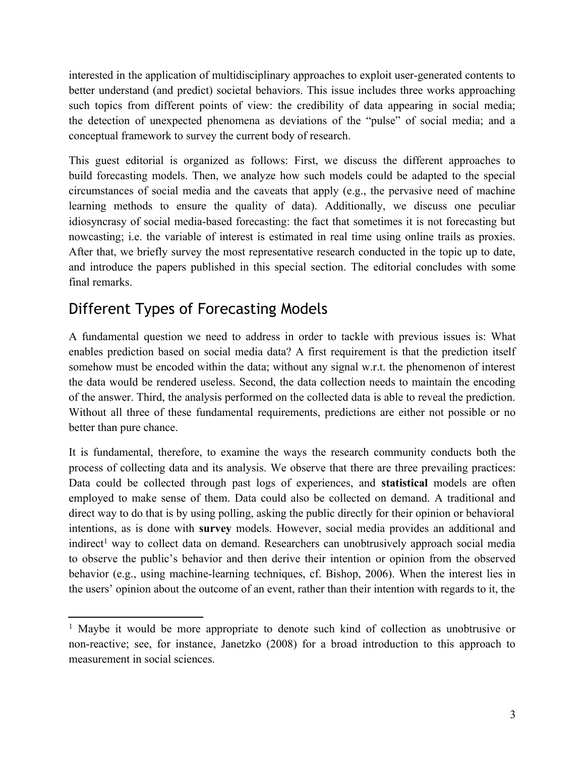interested in the application of multidisciplinary approaches to exploit user-generated contents to better understand (and predict) societal behaviors. This issue includes three works approaching such topics from different points of view: the credibility of data appearing in social media; the detection of unexpected phenomena as deviations of the "pulse" of social media; and a conceptual framework to survey the current body of research.

This guest editorial is organized as follows: First, we discuss the different approaches to build forecasting models. Then, we analyze how such models could be adapted to the special circumstances of social media and the caveats that apply (e.g., the pervasive need of machine learning methods to ensure the quality of data). Additionally, we discuss one peculiar idiosyncrasy of social media-based forecasting: the fact that sometimes it is not forecasting but nowcasting; i.e. the variable of interest is estimated in real time using online trails as proxies. After that, we briefly survey the most representative research conducted in the topic up to date, and introduce the papers published in this special section. The editorial concludes with some final remarks.

## Different Types of Forecasting Models

A fundamental question we need to address in order to tackle with previous issues is: What enables prediction based on social media data? A first requirement is that the prediction itself somehow must be encoded within the data; without any signal w.r.t. the phenomenon of interest the data would be rendered useless. Second, the data collection needs to maintain the encoding of the answer. Third, the analysis performed on the collected data is able to reveal the prediction. Without all three of these fundamental requirements, predictions are either not possible or no better than pure chance.

It is fundamental, therefore, to examine the ways the research community conducts both the process of collecting data and its analysis. We observe that there are three prevailing practices: Data could be collected through past logs of experiences, and **statistical** models are often employed to make sense of them. Data could also be collected on demand. A traditional and direct way to do that is by using polling, asking the public directly for their opinion or behavioral intentions, as is done with **survey** models. However, social media provides an additional and indirect[1] way to collect data on demand. Researchers can unobtrusively approach social media to observe the public's behavior and then derive their intention or opinion from the observed behavior (e.g., using machine-learning techniques, cf. Bishop, 2006). When the interest lies in the users' opinion about the outcome of an event, rather than their intention with regards to it, the

[1] Maybe it would be more appropriate to denote such kind of collection as unobtrusive or non-reactive; see, for instance, Janetzko (2008) for a broad introduction to this approach to measurement in social sciences.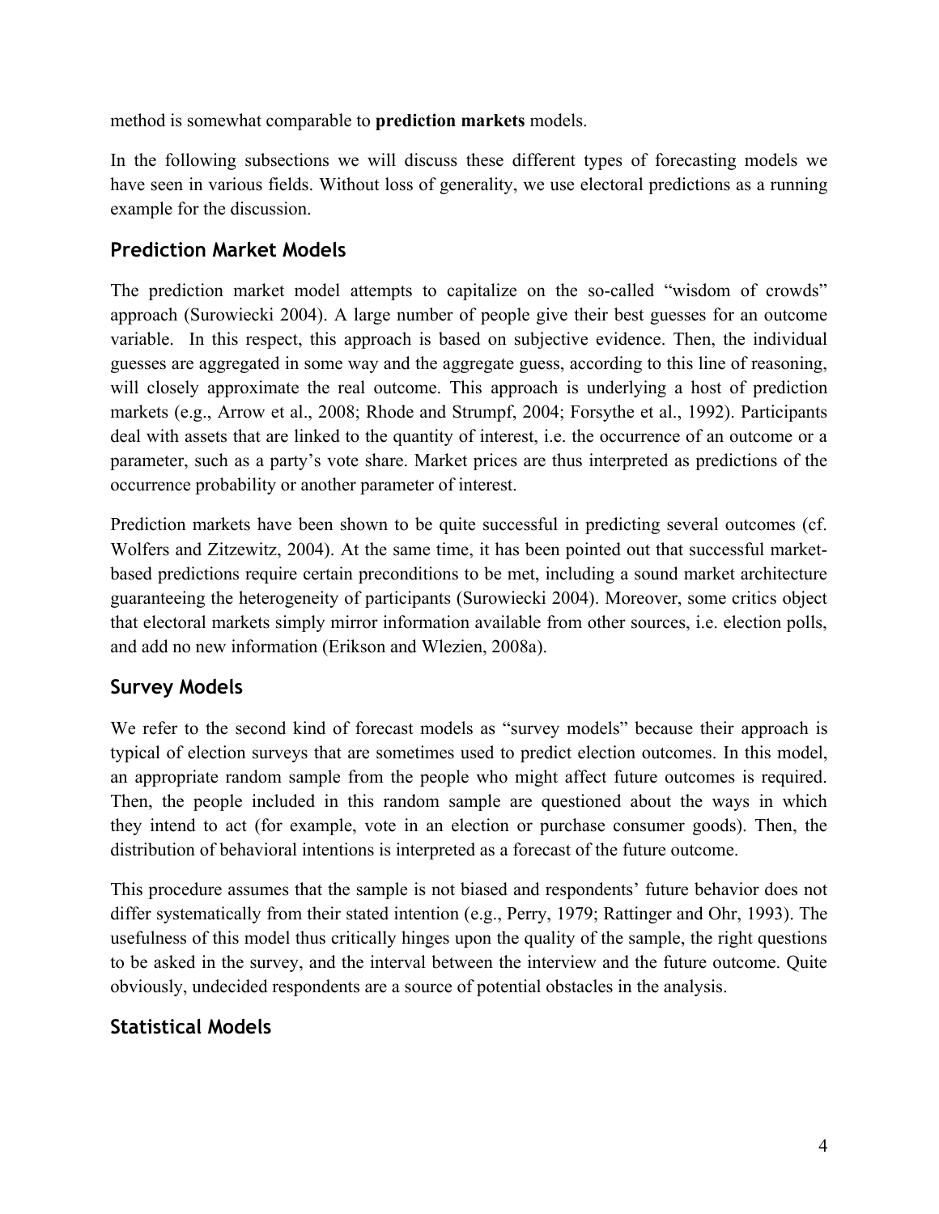method is somewhat comparable to **prediction markets** models.

In the following subsections we will discuss these different types of forecasting models we have seen in various fields. Without loss of generality, we use electoral predictions as a running example for the discussion.

## Prediction Market Models

The prediction market model attempts to capitalize on the so-called "wisdom of crowds" approach (Surowiecki 2004). A large number of people give their best guesses for an outcome variable. In this respect, this approach is based on subjective evidence. Then, the individual guesses are aggregated in some way and the aggregate guess, according to this line of reasoning, will closely approximate the real outcome. This approach is underlying a host of prediction markets (e.g., Arrow et al., 2008; Rhode and Strumpf, 2004; Forsythe et al., 1992). Participants deal with assets that are linked to the quantity of interest, i.e. the occurrence of an outcome or a parameter, such as a party's vote share. Market prices are thus interpreted as predictions of the occurrence probability or another parameter of interest.

Prediction markets have been shown to be quite successful in predicting several outcomes (cf. Wolfers and Zitzewitz, 2004). At the same time, it has been pointed out that successful market-based predictions require certain preconditions to be met, including a sound market architecture guaranteeing the heterogeneity of participants (Surowiecki 2004). Moreover, some critics object that electoral markets simply mirror information available from other sources, i.e. election polls, and add no new information (Erikson and Wlezien, 2008a).

## Survey Models

We refer to the second kind of forecast models as "survey models" because their approach is typical of election surveys that are sometimes used to predict election outcomes. In this model, an appropriate random sample from the people who might affect future outcomes is required. Then, the people included in this random sample are questioned about the ways in which they intend to act (for example, vote in an election or purchase consumer goods). Then, the distribution of behavioral intentions is interpreted as a forecast of the future outcome.

This procedure assumes that the sample is not biased and respondents' future behavior does not differ systematically from their stated intention (e.g., Perry, 1979; Rattinger and Ohr, 1993). The usefulness of this model thus critically hinges upon the quality of the sample, the right questions to be asked in the survey, and the interval between the interview and the future outcome. Quite obviously, undecided respondents are a source of potential obstacles in the analysis.

## Statistical Models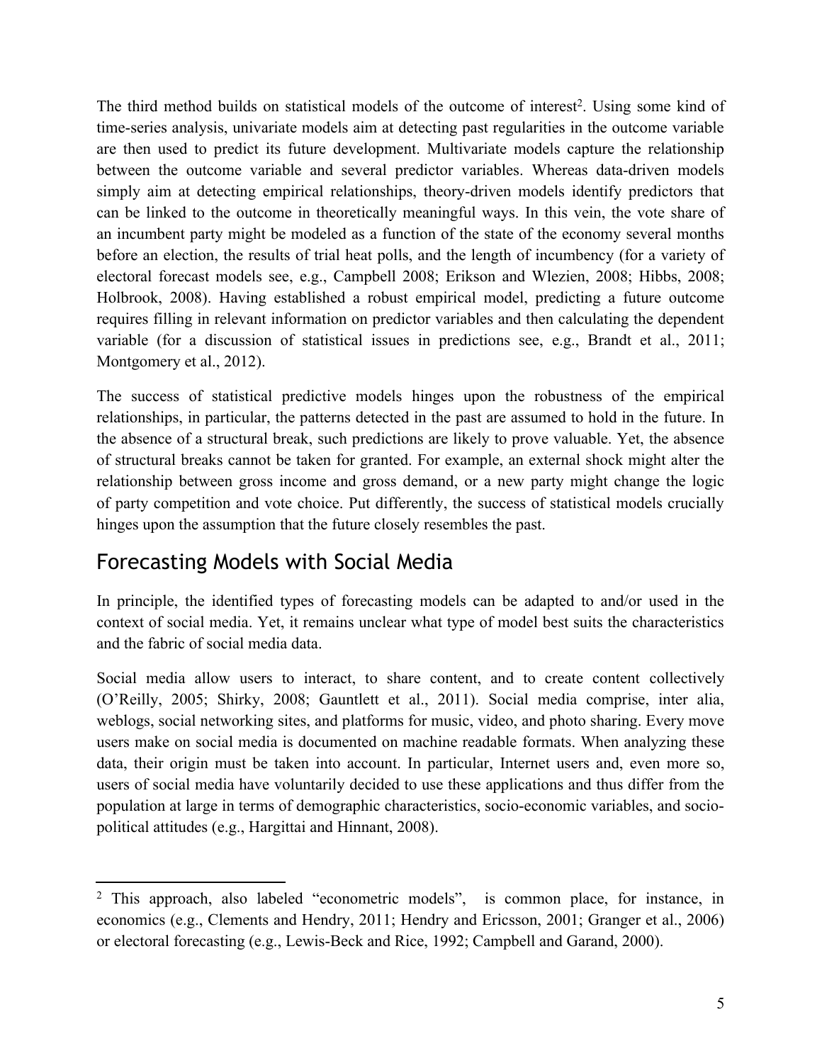The third method builds on statistical models of the outcome of interest[2]. Using some kind of time-series analysis, univariate models aim at detecting past regularities in the outcome variable are then used to predict its future development. Multivariate models capture the relationship between the outcome variable and several predictor variables. Whereas data-driven models simply aim at detecting empirical relationships, theory-driven models identify predictors that can be linked to the outcome in theoretically meaningful ways. In this vein, the vote share of an incumbent party might be modeled as a function of the state of the economy several months before an election, the results of trial heat polls, and the length of incumbency (for a variety of electoral forecast models see, e.g., Campbell 2008; Erikson and Wlezien, 2008; Hibbs, 2008; Holbrook, 2008). Having established a robust empirical model, predicting a future outcome requires filling in relevant information on predictor variables and then calculating the dependent variable (for a discussion of statistical issues in predictions see, e.g., Brandt et al., 2011; Montgomery et al., 2012).

The success of statistical predictive models hinges upon the robustness of the empirical relationships, in particular, the patterns detected in the past are assumed to hold in the future. In the absence of a structural break, such predictions are likely to prove valuable. Yet, the absence of structural breaks cannot be taken for granted. For example, an external shock might alter the relationship between gross income and gross demand, or a new party might change the logic of party competition and vote choice. Put differently, the success of statistical models crucially hinges upon the assumption that the future closely resembles the past.

## Forecasting Models with Social Media

In principle, the identified types of forecasting models can be adapted to and/or used in the context of social media. Yet, it remains unclear what type of model best suits the characteristics and the fabric of social media data.

Social media allow users to interact, to share content, and to create content collectively (O'Reilly, 2005; Shirky, 2008; Gauntlett et al., 2011). Social media comprise, inter alia, weblogs, social networking sites, and platforms for music, video, and photo sharing. Every move users make on social media is documented on machine readable formats. When analyzing these data, their origin must be taken into account. In particular, Internet users and, even more so, users of social media have voluntarily decided to use these applications and thus differ from the population at large in terms of demographic characteristics, socio-economic variables, and socio-political attitudes (e.g., Hargittai and Hinnant, 2008).

---

[2] This approach, also labeled "econometric models", is common place, for instance, in economics (e.g., Clements and Hendry, 2011; Hendry and Ericsson, 2001; Granger et al., 2006) or electoral forecasting (e.g., Lewis-Beck and Rice, 1992; Campbell and Garand, 2000).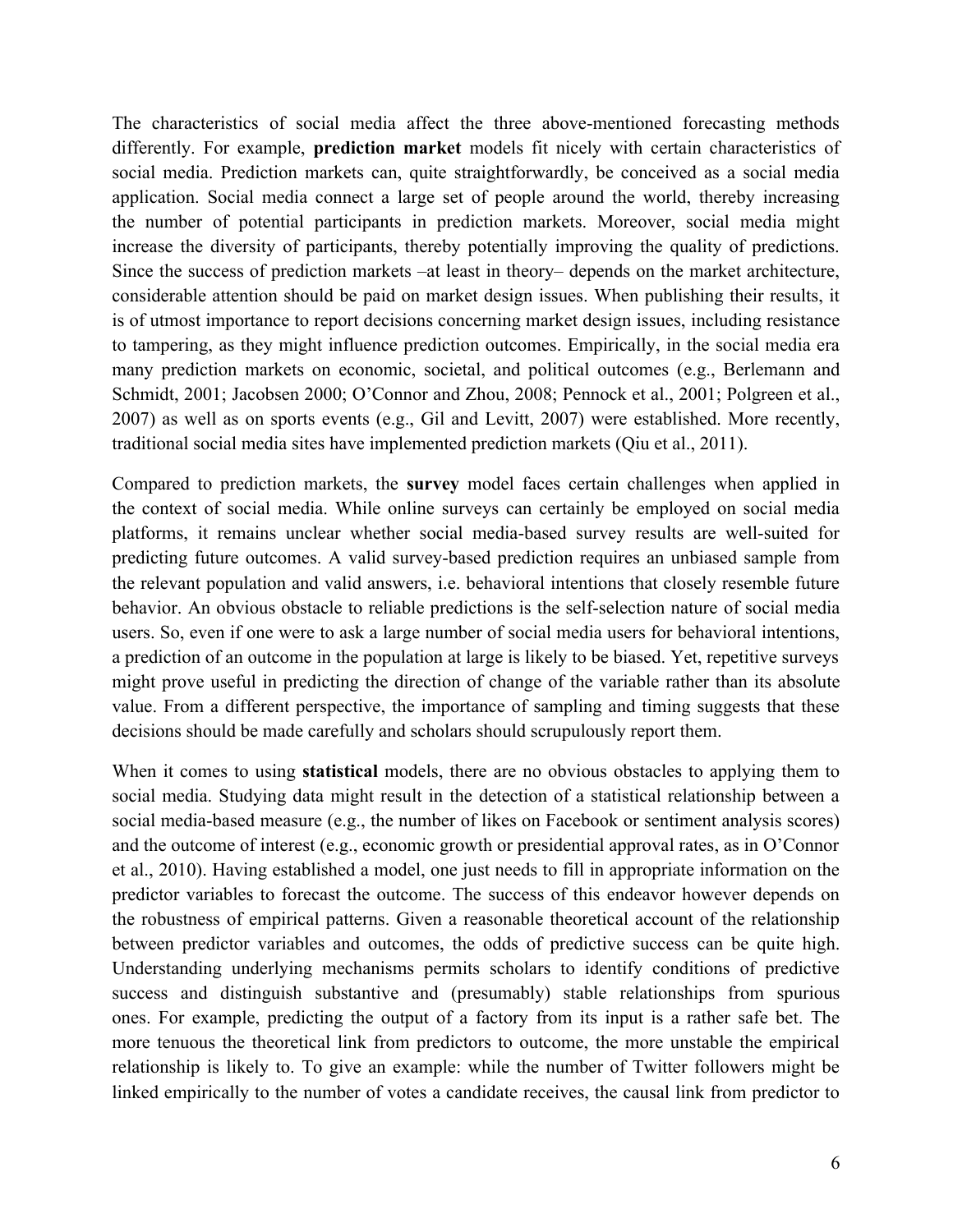The characteristics of social media affect the three above-mentioned forecasting methods differently. For example, **prediction market** models fit nicely with certain characteristics of social media. Prediction markets can, quite straightforwardly, be conceived as a social media application. Social media connect a large set of people around the world, thereby increasing the number of potential participants in prediction markets. Moreover, social media might increase the diversity of participants, thereby potentially improving the quality of predictions. Since the success of prediction markets –at least in theory– depends on the market architecture, considerable attention should be paid on market design issues. When publishing their results, it is of utmost importance to report decisions concerning market design issues, including resistance to tampering, as they might influence prediction outcomes. Empirically, in the social media era many prediction markets on economic, societal, and political outcomes (e.g., Berlemann and Schmidt, 2001; Jacobsen 2000; O'Connor and Zhou, 2008; Pennock et al., 2001; Polgreen et al., 2007) as well as on sports events (e.g., Gil and Levitt, 2007) were established. More recently, traditional social media sites have implemented prediction markets (Qiu et al., 2011).

Compared to prediction markets, the **survey** model faces certain challenges when applied in the context of social media. While online surveys can certainly be employed on social media platforms, it remains unclear whether social media-based survey results are well-suited for predicting future outcomes. A valid survey-based prediction requires an unbiased sample from the relevant population and valid answers, i.e. behavioral intentions that closely resemble future behavior. An obvious obstacle to reliable predictions is the self-selection nature of social media users. So, even if one were to ask a large number of social media users for behavioral intentions, a prediction of an outcome in the population at large is likely to be biased. Yet, repetitive surveys might prove useful in predicting the direction of change of the variable rather than its absolute value. From a different perspective, the importance of sampling and timing suggests that these decisions should be made carefully and scholars should scrupulously report them.

When it comes to using **statistical** models, there are no obvious obstacles to applying them to social media. Studying data might result in the detection of a statistical relationship between a social media-based measure (e.g., the number of likes on Facebook or sentiment analysis scores) and the outcome of interest (e.g., economic growth or presidential approval rates, as in O'Connor et al., 2010). Having established a model, one just needs to fill in appropriate information on the predictor variables to forecast the outcome. The success of this endeavor however depends on the robustness of empirical patterns. Given a reasonable theoretical account of the relationship between predictor variables and outcomes, the odds of predictive success can be quite high. Understanding underlying mechanisms permits scholars to identify conditions of predictive success and distinguish substantive and (presumably) stable relationships from spurious ones. For example, predicting the output of a factory from its input is a rather safe bet. The more tenuous the theoretical link from predictors to outcome, the more unstable the empirical relationship is likely to. To give an example: while the number of Twitter followers might be linked empirically to the number of votes a candidate receives, the causal link from predictor to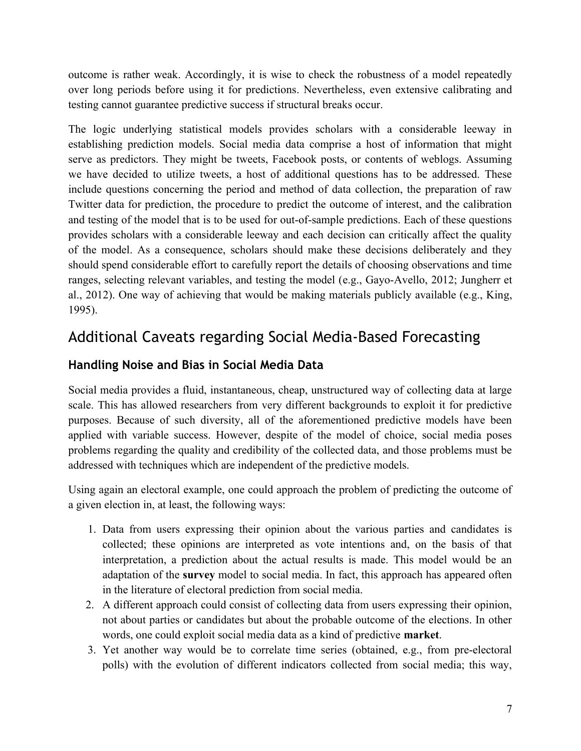outcome is rather weak. Accordingly, it is wise to check the robustness of a model repeatedly over long periods before using it for predictions. Nevertheless, even extensive calibrating and testing cannot guarantee predictive success if structural breaks occur.

The logic underlying statistical models provides scholars with a considerable leeway in establishing prediction models. Social media data comprise a host of information that might serve as predictors. They might be tweets, Facebook posts, or contents of weblogs. Assuming we have decided to utilize tweets, a host of additional questions has to be addressed. These include questions concerning the period and method of data collection, the preparation of raw Twitter data for prediction, the procedure to predict the outcome of interest, and the calibration and testing of the model that is to be used for out-of-sample predictions. Each of these questions provides scholars with a considerable leeway and each decision can critically affect the quality of the model. As a consequence, scholars should make these decisions deliberately and they should spend considerable effort to carefully report the details of choosing observations and time ranges, selecting relevant variables, and testing the model (e.g., Gayo-Avello, 2012; Jungherr et al., 2012). One way of achieving that would be making materials publicly available (e.g., King, 1995).

## Additional Caveats regarding Social Media-Based Forecasting

### Handling Noise and Bias in Social Media Data

Social media provides a fluid, instantaneous, cheap, unstructured way of collecting data at large scale. This has allowed researchers from very different backgrounds to exploit it for predictive purposes. Because of such diversity, all of the aforementioned predictive models have been applied with variable success. However, despite of the model of choice, social media poses problems regarding the quality and credibility of the collected data, and those problems must be addressed with techniques which are independent of the predictive models.

Using again an electoral example, one could approach the problem of predicting the outcome of a given election in, at least, the following ways:

1. Data from users expressing their opinion about the various parties and candidates is collected; these opinions are interpreted as vote intentions and, on the basis of that interpretation, a prediction about the actual results is made. This model would be an adaptation of the **survey** model to social media. In fact, this approach has appeared often in the literature of electoral prediction from social media.
2. A different approach could consist of collecting data from users expressing their opinion, not about parties or candidates but about the probable outcome of the elections. In other words, one could exploit social media data as a kind of predictive **market**.
3. Yet another way would be to correlate time series (obtained, e.g., from pre-electoral polls) with the evolution of different indicators collected from social media; this way,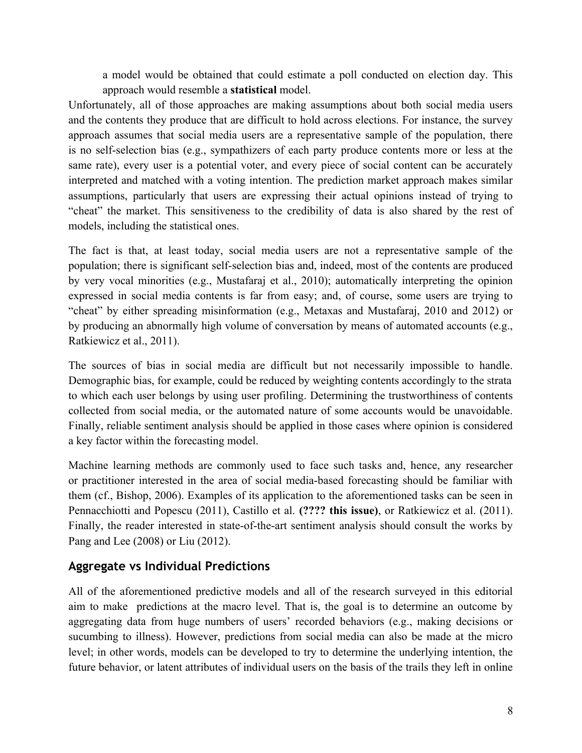a model would be obtained that could estimate a poll conducted on election day. This approach would resemble a **statistical** model.

Unfortunately, all of those approaches are making assumptions about both social media users and the contents they produce that are difficult to hold across elections. For instance, the survey approach assumes that social media users are a representative sample of the population, there is no self-selection bias (e.g., sympathizers of each party produce contents more or less at the same rate), every user is a potential voter, and every piece of social content can be accurately interpreted and matched with a voting intention. The prediction market approach makes similar assumptions, particularly that users are expressing their actual opinions instead of trying to "cheat" the market. This sensitiveness to the credibility of data is also shared by the rest of models, including the statistical ones.

The fact is that, at least today, social media users are not a representative sample of the population; there is significant self-selection bias and, indeed, most of the contents are produced by very vocal minorities (e.g., Mustafaraj et al., 2010); automatically interpreting the opinion expressed in social media contents is far from easy; and, of course, some users are trying to "cheat" by either spreading misinformation (e.g., Metaxas and Mustafaraj, 2010 and 2012) or by producing an abnormally high volume of conversation by means of automated accounts (e.g., Ratkiewicz et al., 2011).

The sources of bias in social media are difficult but not necessarily impossible to handle. Demographic bias, for example, could be reduced by weighting contents accordingly to the strata to which each user belongs by using user profiling. Determining the trustworthiness of contents collected from social media, or the automated nature of some accounts would be unavoidable. Finally, reliable sentiment analysis should be applied in those cases where opinion is considered a key factor within the forecasting model.

Machine learning methods are commonly used to face such tasks and, hence, any researcher or practitioner interested in the area of social media-based forecasting should be familiar with them (cf., Bishop, 2006). Examples of its application to the aforementioned tasks can be seen in Pennacchiotti and Popescu (2011), Castillo et al. **(???? this issue)**, or Ratkiewicz et al. (2011). Finally, the reader interested in state-of-the-art sentiment analysis should consult the works by Pang and Lee (2008) or Liu (2012).

## Aggregate vs Individual Predictions

All of the aforementioned predictive models and all of the research surveyed in this editorial aim to make predictions at the macro level. That is, the goal is to determine an outcome by aggregating data from huge numbers of users' recorded behaviors (e.g., making decisions or sucumbing to illness). However, predictions from social media can also be made at the micro level; in other words, models can be developed to try to determine the underlying intention, the future behavior, or latent attributes of individual users on the basis of the trails they left in online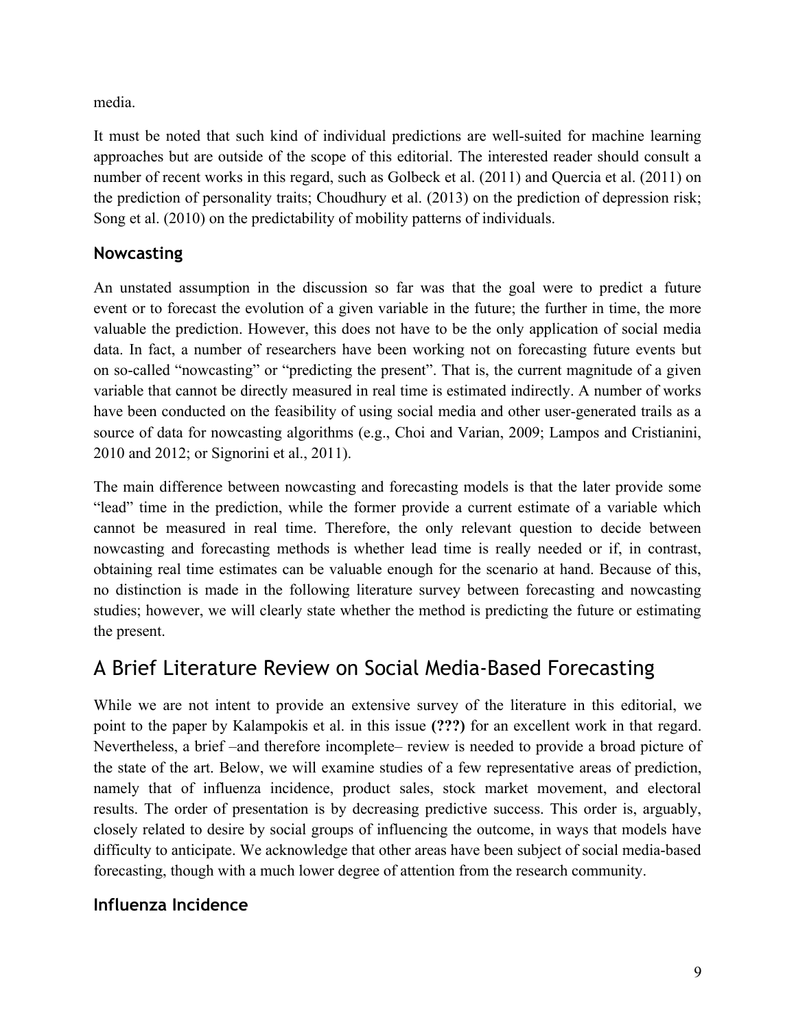media.

It must be noted that such kind of individual predictions are well-suited for machine learning approaches but are outside of the scope of this editorial. The interested reader should consult a number of recent works in this regard, such as Golbeck et al. (2011) and Quercia et al. (2011) on the prediction of personality traits; Choudhury et al. (2013) on the prediction of depression risk; Song et al. (2010) on the predictability of mobility patterns of individuals.

### Nowcasting

An unstated assumption in the discussion so far was that the goal were to predict a future event or to forecast the evolution of a given variable in the future; the further in time, the more valuable the prediction. However, this does not have to be the only application of social media data. In fact, a number of researchers have been working not on forecasting future events but on so-called "nowcasting" or "predicting the present". That is, the current magnitude of a given variable that cannot be directly measured in real time is estimated indirectly. A number of works have been conducted on the feasibility of using social media and other user-generated trails as a source of data for nowcasting algorithms (e.g., Choi and Varian, 2009; Lampos and Cristianini, 2010 and 2012; or Signorini et al., 2011).

The main difference between nowcasting and forecasting models is that the later provide some "lead" time in the prediction, while the former provide a current estimate of a variable which cannot be measured in real time. Therefore, the only relevant question to decide between nowcasting and forecasting methods is whether lead time is really needed or if, in contrast, obtaining real time estimates can be valuable enough for the scenario at hand. Because of this, no distinction is made in the following literature survey between forecasting and nowcasting studies; however, we will clearly state whether the method is predicting the future or estimating the present.

## A Brief Literature Review on Social Media-Based Forecasting

While we are not intent to provide an extensive survey of the literature in this editorial, we point to the paper by Kalampokis et al. in this issue **(???)** for an excellent work in that regard. Nevertheless, a brief –and therefore incomplete– review is needed to provide a broad picture of the state of the art. Below, we will examine studies of a few representative areas of prediction, namely that of influenza incidence, product sales, stock market movement, and electoral results. The order of presentation is by decreasing predictive success. This order is, arguably, closely related to desire by social groups of influencing the outcome, in ways that models have difficulty to anticipate. We acknowledge that other areas have been subject of social media-based forecasting, though with a much lower degree of attention from the research community.

### Influenza Incidence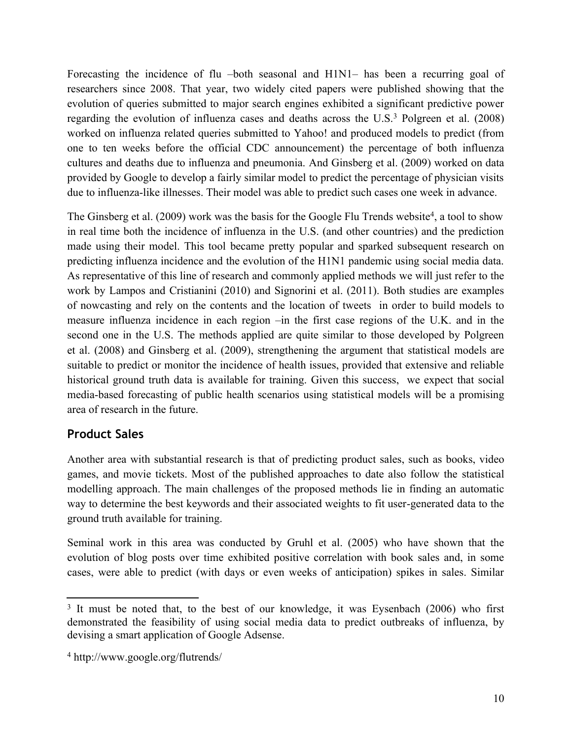Forecasting the incidence of flu –both seasonal and H1N1– has been a recurring goal of researchers since 2008. That year, two widely cited papers were published showing that the evolution of queries submitted to major search engines exhibited a significant predictive power regarding the evolution of influenza cases and deaths across the U.S.[3] Polgreen et al. (2008) worked on influenza related queries submitted to Yahoo! and produced models to predict (from one to ten weeks before the official CDC announcement) the percentage of both influenza cultures and deaths due to influenza and pneumonia. And Ginsberg et al. (2009) worked on data provided by Google to develop a fairly similar model to predict the percentage of physician visits due to influenza-like illnesses. Their model was able to predict such cases one week in advance.

The Ginsberg et al. (2009) work was the basis for the Google Flu Trends website[4], a tool to show in real time both the incidence of influenza in the U.S. (and other countries) and the prediction made using their model. This tool became pretty popular and sparked subsequent research on predicting influenza incidence and the evolution of the H1N1 pandemic using social media data. As representative of this line of research and commonly applied methods we will just refer to the work by Lampos and Cristianini (2010) and Signorini et al. (2011). Both studies are examples of nowcasting and rely on the contents and the location of tweets in order to build models to measure influenza incidence in each region –in the first case regions of the U.K. and in the second one in the U.S. The methods applied are quite similar to those developed by Polgreen et al. (2008) and Ginsberg et al. (2009), strengthening the argument that statistical models are suitable to predict or monitor the incidence of health issues, provided that extensive and reliable historical ground truth data is available for training. Given this success, we expect that social media-based forecasting of public health scenarios using statistical models will be a promising area of research in the future.

## Product Sales

Another area with substantial research is that of predicting product sales, such as books, video games, and movie tickets. Most of the published approaches to date also follow the statistical modelling approach. The main challenges of the proposed methods lie in finding an automatic way to determine the best keywords and their associated weights to fit user-generated data to the ground truth available for training.

Seminal work in this area was conducted by Gruhl et al. (2005) who have shown that the evolution of blog posts over time exhibited positive correlation with book sales and, in some cases, were able to predict (with days or even weeks of anticipation) spikes in sales. Similar

---

[3] It must be noted that, to the best of our knowledge, it was Eysenbach (2006) who first demonstrated the feasibility of using social media data to predict outbreaks of influenza, by devising a smart application of Google Adsense.

[4] http://www.google.org/flutrends/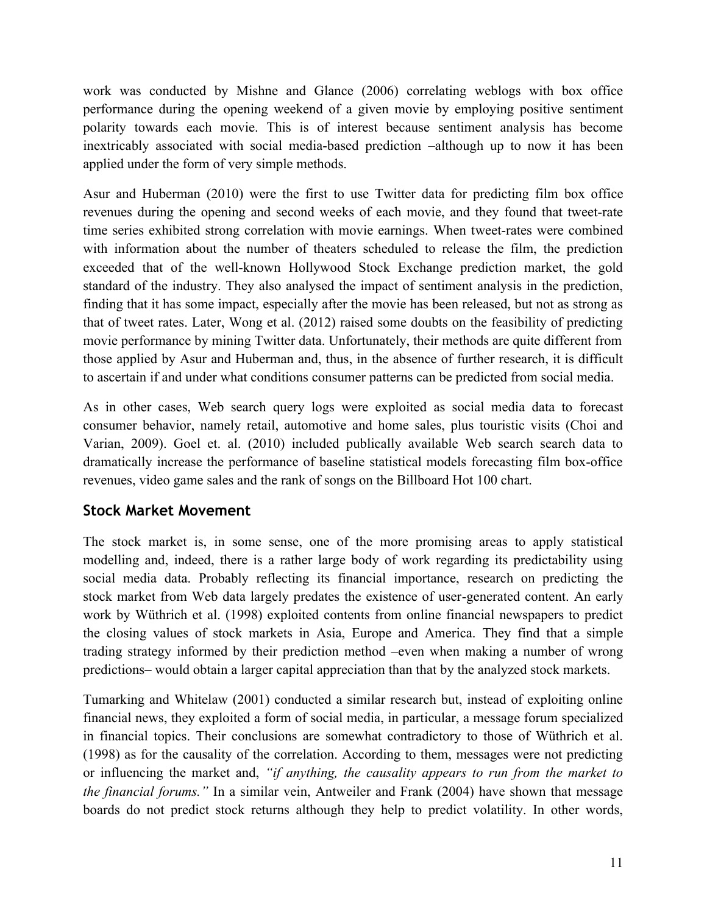work was conducted by Mishne and Glance (2006) correlating weblogs with box office performance during the opening weekend of a given movie by employing positive sentiment polarity towards each movie. This is of interest because sentiment analysis has become inextricably associated with social media-based prediction –although up to now it has been applied under the form of very simple methods.

Asur and Huberman (2010) were the first to use Twitter data for predicting film box office revenues during the opening and second weeks of each movie, and they found that tweet-rate time series exhibited strong correlation with movie earnings. When tweet-rates were combined with information about the number of theaters scheduled to release the film, the prediction exceeded that of the well-known Hollywood Stock Exchange prediction market, the gold standard of the industry. They also analysed the impact of sentiment analysis in the prediction, finding that it has some impact, especially after the movie has been released, but not as strong as that of tweet rates. Later, Wong et al. (2012) raised some doubts on the feasibility of predicting movie performance by mining Twitter data. Unfortunately, their methods are quite different from those applied by Asur and Huberman and, thus, in the absence of further research, it is difficult to ascertain if and under what conditions consumer patterns can be predicted from social media.

As in other cases, Web search query logs were exploited as social media data to forecast consumer behavior, namely retail, automotive and home sales, plus touristic visits (Choi and Varian, 2009). Goel et. al. (2010) included publically available Web search search data to dramatically increase the performance of baseline statistical models forecasting film box-office revenues, video game sales and the rank of songs on the Billboard Hot 100 chart.

## Stock Market Movement

The stock market is, in some sense, one of the more promising areas to apply statistical modelling and, indeed, there is a rather large body of work regarding its predictability using social media data. Probably reflecting its financial importance, research on predicting the stock market from Web data largely predates the existence of user-generated content. An early work by Wüthrich et al. (1998) exploited contents from online financial newspapers to predict the closing values of stock markets in Asia, Europe and America. They find that a simple trading strategy informed by their prediction method –even when making a number of wrong predictions– would obtain a larger capital appreciation than that by the analyzed stock markets.

Tumarking and Whitelaw (2001) conducted a similar research but, instead of exploiting online financial news, they exploited a form of social media, in particular, a message forum specialized in financial topics. Their conclusions are somewhat contradictory to those of Wüthrich et al. (1998) as for the causality of the correlation. According to them, messages were not predicting or influencing the market and, *"if anything, the causality appears to run from the market to the financial forums."* In a similar vein, Antweiler and Frank (2004) have shown that message boards do not predict stock returns although they help to predict volatility. In other words,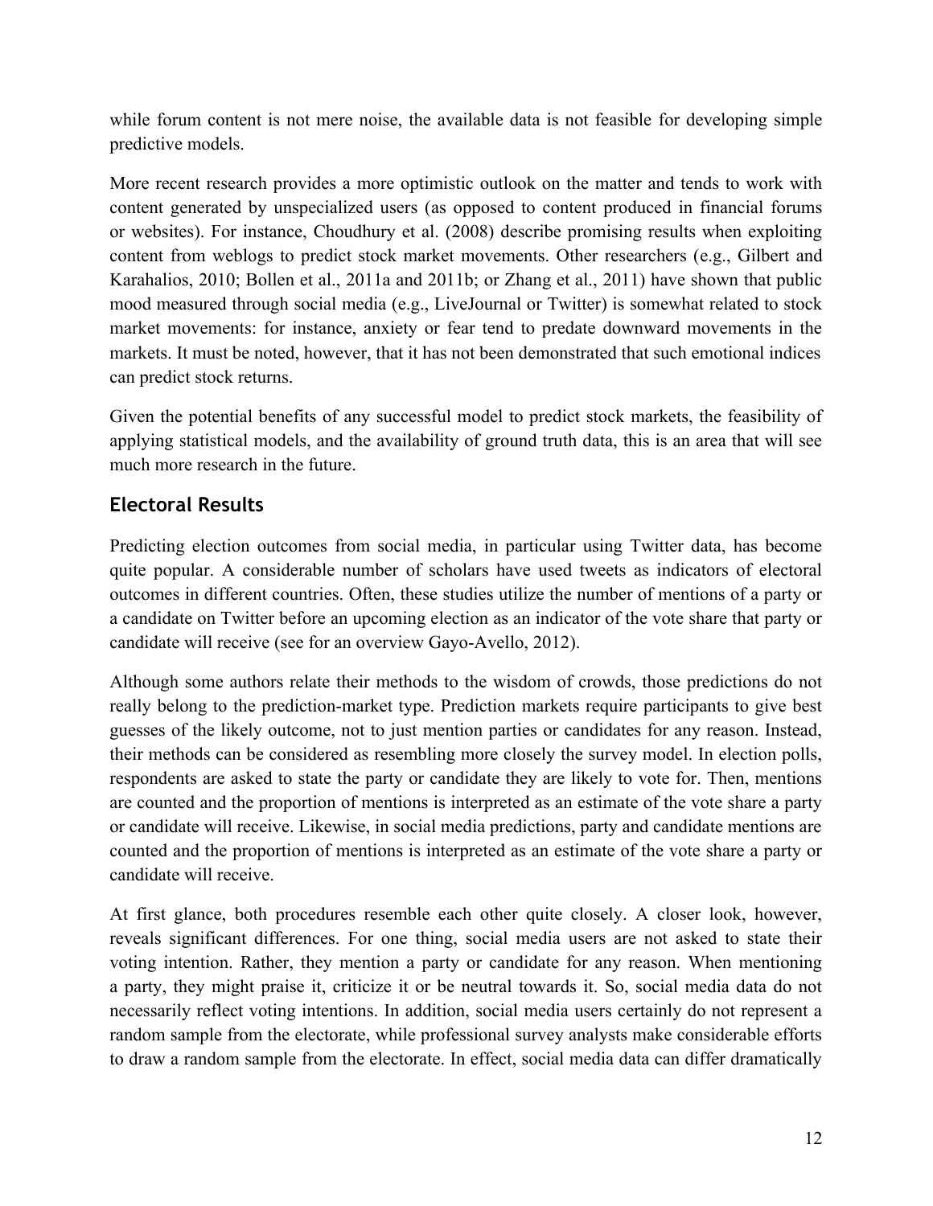while forum content is not mere noise, the available data is not feasible for developing simple predictive models.

More recent research provides a more optimistic outlook on the matter and tends to work with content generated by unspecialized users (as opposed to content produced in financial forums or websites). For instance, Choudhury et al. (2008) describe promising results when exploiting content from weblogs to predict stock market movements. Other researchers (e.g., Gilbert and Karahalios, 2010; Bollen et al., 2011a and 2011b; or Zhang et al., 2011) have shown that public mood measured through social media (e.g., LiveJournal or Twitter) is somewhat related to stock market movements: for instance, anxiety or fear tend to predate downward movements in the markets. It must be noted, however, that it has not been demonstrated that such emotional indices can predict stock returns.

Given the potential benefits of any successful model to predict stock markets, the feasibility of applying statistical models, and the availability of ground truth data, this is an area that will see much more research in the future.

## Electoral Results

Predicting election outcomes from social media, in particular using Twitter data, has become quite popular. A considerable number of scholars have used tweets as indicators of electoral outcomes in different countries. Often, these studies utilize the number of mentions of a party or a candidate on Twitter before an upcoming election as an indicator of the vote share that party or candidate will receive (see for an overview Gayo-Avello, 2012).

Although some authors relate their methods to the wisdom of crowds, those predictions do not really belong to the prediction-market type. Prediction markets require participants to give best guesses of the likely outcome, not to just mention parties or candidates for any reason. Instead, their methods can be considered as resembling more closely the survey model. In election polls, respondents are asked to state the party or candidate they are likely to vote for. Then, mentions are counted and the proportion of mentions is interpreted as an estimate of the vote share a party or candidate will receive. Likewise, in social media predictions, party and candidate mentions are counted and the proportion of mentions is interpreted as an estimate of the vote share a party or candidate will receive.

At first glance, both procedures resemble each other quite closely. A closer look, however, reveals significant differences. For one thing, social media users are not asked to state their voting intention. Rather, they mention a party or candidate for any reason. When mentioning a party, they might praise it, criticize it or be neutral towards it. So, social media data do not necessarily reflect voting intentions. In addition, social media users certainly do not represent a random sample from the electorate, while professional survey analysts make considerable efforts to draw a random sample from the electorate. In effect, social media data can differ dramatically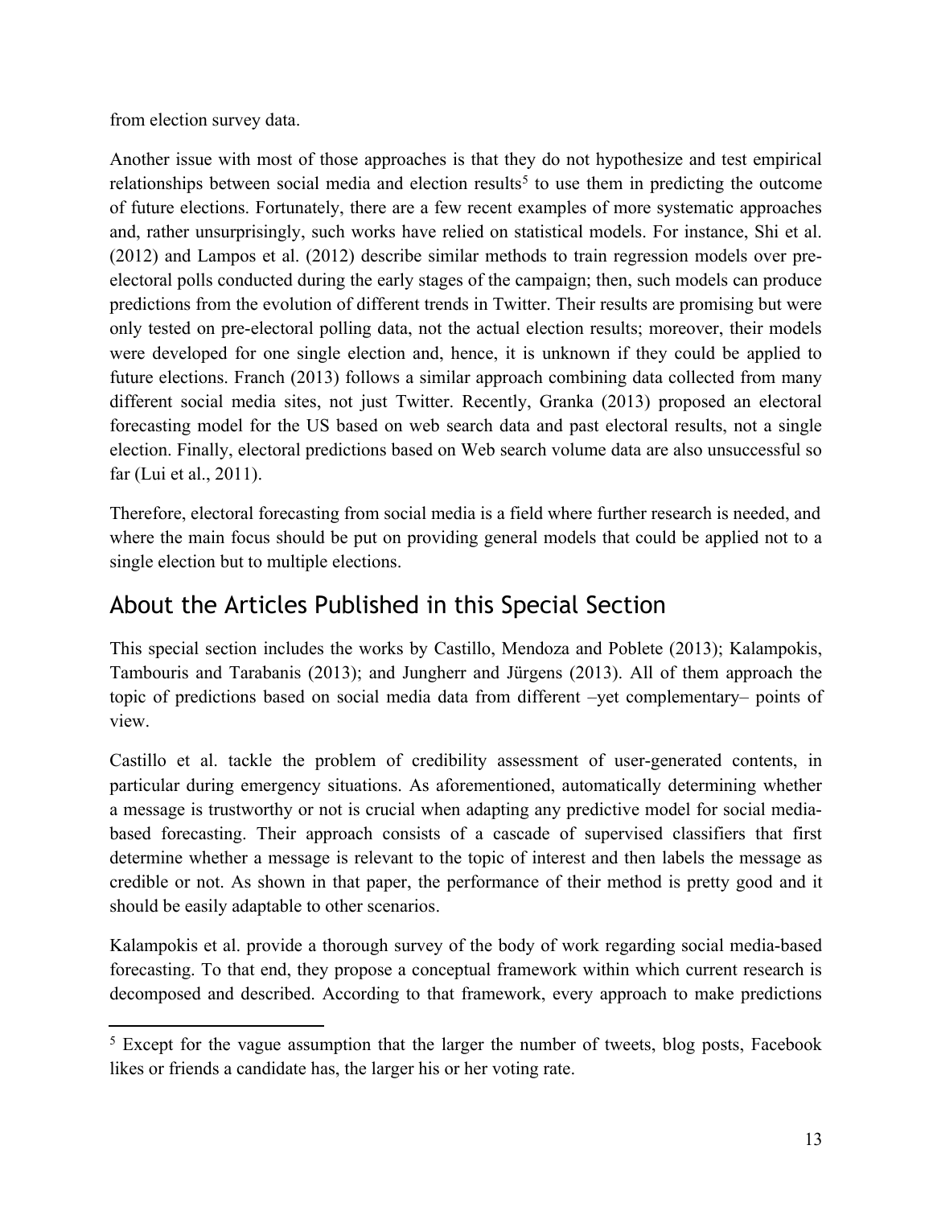from election survey data.

Another issue with most of those approaches is that they do not hypothesize and test empirical relationships between social media and election results[5] to use them in predicting the outcome of future elections. Fortunately, there are a few recent examples of more systematic approaches and, rather unsurprisingly, such works have relied on statistical models. For instance, Shi et al. (2012) and Lampos et al. (2012) describe similar methods to train regression models over pre-electoral polls conducted during the early stages of the campaign; then, such models can produce predictions from the evolution of different trends in Twitter. Their results are promising but were only tested on pre-electoral polling data, not the actual election results; moreover, their models were developed for one single election and, hence, it is unknown if they could be applied to future elections. Franch (2013) follows a similar approach combining data collected from many different social media sites, not just Twitter. Recently, Granka (2013) proposed an electoral forecasting model for the US based on web search data and past electoral results, not a single election. Finally, electoral predictions based on Web search volume data are also unsuccessful so far (Lui et al., 2011).

Therefore, electoral forecasting from social media is a field where further research is needed, and where the main focus should be put on providing general models that could be applied not to a single election but to multiple elections.

## About the Articles Published in this Special Section

This special section includes the works by Castillo, Mendoza and Poblete (2013); Kalampokis, Tambouris and Tarabanis (2013); and Jungherr and Jürgens (2013). All of them approach the topic of predictions based on social media data from different –yet complementary– points of view.

Castillo et al. tackle the problem of credibility assessment of user-generated contents, in particular during emergency situations. As aforementioned, automatically determining whether a message is trustworthy or not is crucial when adapting any predictive model for social media-based forecasting. Their approach consists of a cascade of supervised classifiers that first determine whether a message is relevant to the topic of interest and then labels the message as credible or not. As shown in that paper, the performance of their method is pretty good and it should be easily adaptable to other scenarios.

Kalampokis et al. provide a thorough survey of the body of work regarding social media-based forecasting. To that end, they propose a conceptual framework within which current research is decomposed and described. According to that framework, every approach to make predictions

---

[5] Except for the vague assumption that the larger the number of tweets, blog posts, Facebook likes or friends a candidate has, the larger his or her voting rate.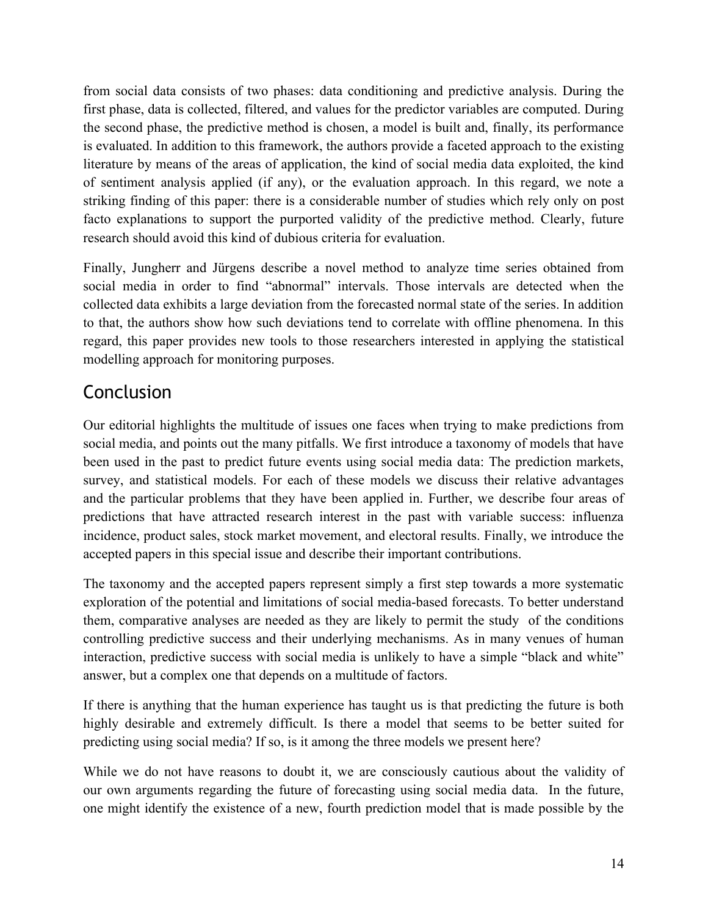from social data consists of two phases: data conditioning and predictive analysis. During the first phase, data is collected, filtered, and values for the predictor variables are computed. During the second phase, the predictive method is chosen, a model is built and, finally, its performance is evaluated. In addition to this framework, the authors provide a faceted approach to the existing literature by means of the areas of application, the kind of social media data exploited, the kind of sentiment analysis applied (if any), or the evaluation approach. In this regard, we note a striking finding of this paper: there is a considerable number of studies which rely only on post facto explanations to support the purported validity of the predictive method. Clearly, future research should avoid this kind of dubious criteria for evaluation.

Finally, Jungherr and Jürgens describe a novel method to analyze time series obtained from social media in order to find "abnormal" intervals. Those intervals are detected when the collected data exhibits a large deviation from the forecasted normal state of the series. In addition to that, the authors show how such deviations tend to correlate with offline phenomena. In this regard, this paper provides new tools to those researchers interested in applying the statistical modelling approach for monitoring purposes.

## Conclusion

Our editorial highlights the multitude of issues one faces when trying to make predictions from social media, and points out the many pitfalls. We first introduce a taxonomy of models that have been used in the past to predict future events using social media data: The prediction markets, survey, and statistical models. For each of these models we discuss their relative advantages and the particular problems that they have been applied in. Further, we describe four areas of predictions that have attracted research interest in the past with variable success: influenza incidence, product sales, stock market movement, and electoral results. Finally, we introduce the accepted papers in this special issue and describe their important contributions.

The taxonomy and the accepted papers represent simply a first step towards a more systematic exploration of the potential and limitations of social media-based forecasts. To better understand them, comparative analyses are needed as they are likely to permit the study of the conditions controlling predictive success and their underlying mechanisms. As in many venues of human interaction, predictive success with social media is unlikely to have a simple "black and white" answer, but a complex one that depends on a multitude of factors.

If there is anything that the human experience has taught us is that predicting the future is both highly desirable and extremely difficult. Is there a model that seems to be better suited for predicting using social media? If so, is it among the three models we present here?

While we do not have reasons to doubt it, we are consciously cautious about the validity of our own arguments regarding the future of forecasting using social media data. In the future, one might identify the existence of a new, fourth prediction model that is made possible by the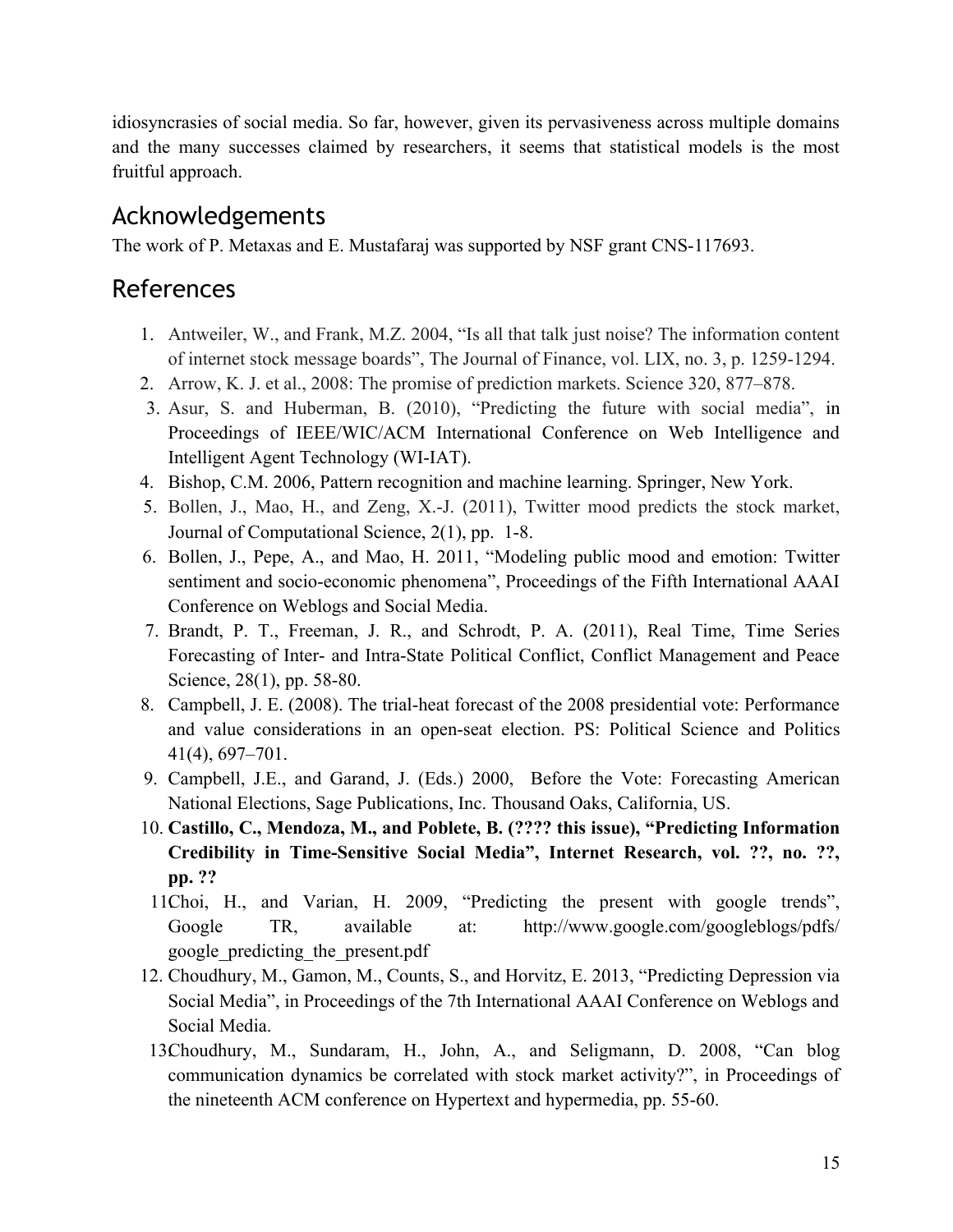idiosyncrasies of social media. So far, however, given its pervasiveness across multiple domains and the many successes claimed by researchers, it seems that statistical models is the most fruitful approach.

## Acknowledgements

The work of P. Metaxas and E. Mustafaraj was supported by NSF grant CNS-117693.

## References

1. Antweiler, W., and Frank, M.Z. 2004, "Is all that talk just noise? The information content of internet stock message boards", The Journal of Finance, vol. LIX, no. 3, p. 1259-1294.
2. Arrow, K. J. et al., 2008: The promise of prediction markets. Science 320, 877–878.
3. Asur, S. and Huberman, B. (2010), "Predicting the future with social media", in Proceedings of IEEE/WIC/ACM International Conference on Web Intelligence and Intelligent Agent Technology (WI-IAT).
4. Bishop, C.M. 2006, Pattern recognition and machine learning. Springer, New York.
5. Bollen, J., Mao, H., and Zeng, X.-J. (2011), Twitter mood predicts the stock market, Journal of Computational Science, 2(1), pp. 1-8.
6. Bollen, J., Pepe, A., and Mao, H. 2011, "Modeling public mood and emotion: Twitter sentiment and socio-economic phenomena", Proceedings of the Fifth International AAAI Conference on Weblogs and Social Media.
7. Brandt, P. T., Freeman, J. R., and Schrodt, P. A. (2011), Real Time, Time Series Forecasting of Inter- and Intra-State Political Conflict, Conflict Management and Peace Science, 28(1), pp. 58-80.
8. Campbell, J. E. (2008). The trial-heat forecast of the 2008 presidential vote: Performance and value considerations in an open-seat election. PS: Political Science and Politics 41(4), 697–701.
9. Campbell, J.E., and Garand, J. (Eds.) 2000, Before the Vote: Forecasting American National Elections, Sage Publications, Inc. Thousand Oaks, California, US.
10. **Castillo, C., Mendoza, M., and Poblete, B. (???? this issue), "Predicting Information Credibility in Time-Sensitive Social Media", Internet Research, vol. ??, no. ??, pp. ??**
11. Choi, H., and Varian, H. 2009, "Predicting the present with google trends", Google TR, available at: http://www.google.com/googleblogs/pdfs/google_predicting_the_present.pdf
12. Choudhury, M., Gamon, M., Counts, S., and Horvitz, E. 2013, "Predicting Depression via Social Media", in Proceedings of the 7th International AAAI Conference on Weblogs and Social Media.
13. Choudhury, M., Sundaram, H., John, A., and Seligmann, D. 2008, "Can blog communication dynamics be correlated with stock market activity?", in Proceedings of the nineteenth ACM conference on Hypertext and hypermedia, pp. 55-60.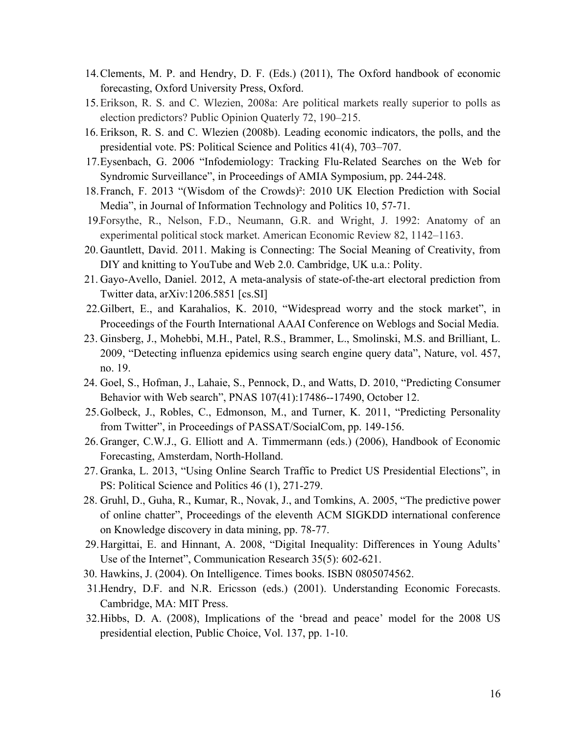14. Clements, M. P. and Hendry, D. F. (Eds.) (2011), The Oxford handbook of economic forecasting, Oxford University Press, Oxford.
15. Erikson, R. S. and C. Wlezien, 2008a: Are political markets really superior to polls as election predictors? Public Opinion Quaterly 72, 190–215.
16. Erikson, R. S. and C. Wlezien (2008b). Leading economic indicators, the polls, and the presidential vote. PS: Political Science and Politics 41(4), 703–707.
17. Eysenbach, G. 2006 "Infodemiology: Tracking Flu-Related Searches on the Web for Syndromic Surveillance", in Proceedings of AMIA Symposium, pp. 244-248.
18. Franch, F. 2013 "(Wisdom of the Crowds)²: 2010 UK Election Prediction with Social Media", in Journal of Information Technology and Politics 10, 57-71.
19. Forsythe, R., Nelson, F.D., Neumann, G.R. and Wright, J. 1992: Anatomy of an experimental political stock market. American Economic Review 82, 1142–1163.
20. Gauntlett, David. 2011. Making is Connecting: The Social Meaning of Creativity, from DIY and knitting to YouTube and Web 2.0. Cambridge, UK u.a.: Polity.
21. Gayo-Avello, Daniel. 2012, A meta-analysis of state-of-the-art electoral prediction from Twitter data, arXiv:1206.5851 [cs.SI]
22. Gilbert, E., and Karahalios, K. 2010, "Widespread worry and the stock market", in Proceedings of the Fourth International AAAI Conference on Weblogs and Social Media.
23. Ginsberg, J., Mohebbi, M.H., Patel, R.S., Brammer, L., Smolinski, M.S. and Brilliant, L. 2009, "Detecting influenza epidemics using search engine query data", Nature, vol. 457, no. 19.
24. Goel, S., Hofman, J., Lahaie, S., Pennock, D., and Watts, D. 2010, "Predicting Consumer Behavior with Web search", PNAS 107(41):17486--17490, October 12.
25. Golbeck, J., Robles, C., Edmonson, M., and Turner, K. 2011, "Predicting Personality from Twitter", in Proceedings of PASSAT/SocialCom, pp. 149-156.
26. Granger, C.W.J., G. Elliott and A. Timmermann (eds.) (2006), Handbook of Economic Forecasting, Amsterdam, North-Holland.
27. Granka, L. 2013, "Using Online Search Traffic to Predict US Presidential Elections", in PS: Political Science and Politics 46 (1), 271-279.
28. Gruhl, D., Guha, R., Kumar, R., Novak, J., and Tomkins, A. 2005, "The predictive power of online chatter", Proceedings of the eleventh ACM SIGKDD international conference on Knowledge discovery in data mining, pp. 78-77.
29. Hargittai, E. and Hinnant, A. 2008, "Digital Inequality: Differences in Young Adults' Use of the Internet", Communication Research 35(5): 602-621.
30. Hawkins, J. (2004). On Intelligence. Times books. ISBN 0805074562.
31. Hendry, D.F. and N.R. Ericsson (eds.) (2001). Understanding Economic Forecasts. Cambridge, MA: MIT Press.
32. Hibbs, D. A. (2008), Implications of the 'bread and peace' model for the 2008 US presidential election, Public Choice, Vol. 137, pp. 1-10.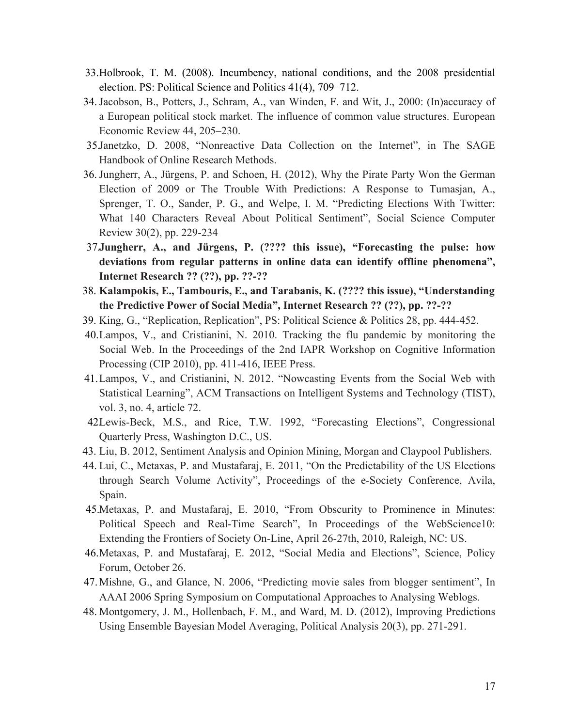33. Holbrook, T. M. (2008). Incumbency, national conditions, and the 2008 presidential election. PS: Political Science and Politics 41(4), 709–712.
34. Jacobson, B., Potters, J., Schram, A., van Winden, F. and Wit, J., 2000: (In)accuracy of a European political stock market. The influence of common value structures. European Economic Review 44, 205–230.
35. Janetzko, D. 2008, "Nonreactive Data Collection on the Internet", in The SAGE Handbook of Online Research Methods.
36. Jungherr, A., Jürgens, P. and Schoen, H. (2012), Why the Pirate Party Won the German Election of 2009 or The Trouble With Predictions: A Response to Tumasjan, A., Sprenger, T. O., Sander, P. G., and Welpe, I. M. "Predicting Elections With Twitter: What 140 Characters Reveal About Political Sentiment", Social Science Computer Review 30(2), pp. 229-234
37. **Jungherr, A., and Jürgens, P. (???? this issue), "Forecasting the pulse: how deviations from regular patterns in online data can identify offline phenomena", Internet Research ?? (??), pp. ??-??**
38. **Kalampokis, E., Tambouris, E., and Tarabanis, K. (???? this issue), "Understanding the Predictive Power of Social Media", Internet Research ?? (??), pp. ??-??**
39. King, G., "Replication, Replication", PS: Political Science & Politics 28, pp. 444-452.
40. Lampos, V., and Cristianini, N. 2010. Tracking the flu pandemic by monitoring the Social Web. In the Proceedings of the 2nd IAPR Workshop on Cognitive Information Processing (CIP 2010), pp. 411-416, IEEE Press.
41. Lampos, V., and Cristianini, N. 2012. "Nowcasting Events from the Social Web with Statistical Learning", ACM Transactions on Intelligent Systems and Technology (TIST), vol. 3, no. 4, article 72.
42. Lewis-Beck, M.S., and Rice, T.W. 1992, "Forecasting Elections", Congressional Quarterly Press, Washington D.C., US.
43. Liu, B. 2012, Sentiment Analysis and Opinion Mining, Morgan and Claypool Publishers.
44. Lui, C., Metaxas, P. and Mustafaraj, E. 2011, "On the Predictability of the US Elections through Search Volume Activity", Proceedings of the e-Society Conference, Avila, Spain.
45. Metaxas, P. and Mustafaraj, E. 2010, "From Obscurity to Prominence in Minutes: Political Speech and Real-Time Search", In Proceedings of the WebScience10: Extending the Frontiers of Society On-Line, April 26-27th, 2010, Raleigh, NC: US.
46. Metaxas, P. and Mustafaraj, E. 2012, "Social Media and Elections", Science, Policy Forum, October 26.
47. Mishne, G., and Glance, N. 2006, "Predicting movie sales from blogger sentiment", In AAAI 2006 Spring Symposium on Computational Approaches to Analysing Weblogs.
48. Montgomery, J. M., Hollenbach, F. M., and Ward, M. D. (2012), Improving Predictions Using Ensemble Bayesian Model Averaging, Political Analysis 20(3), pp. 271-291.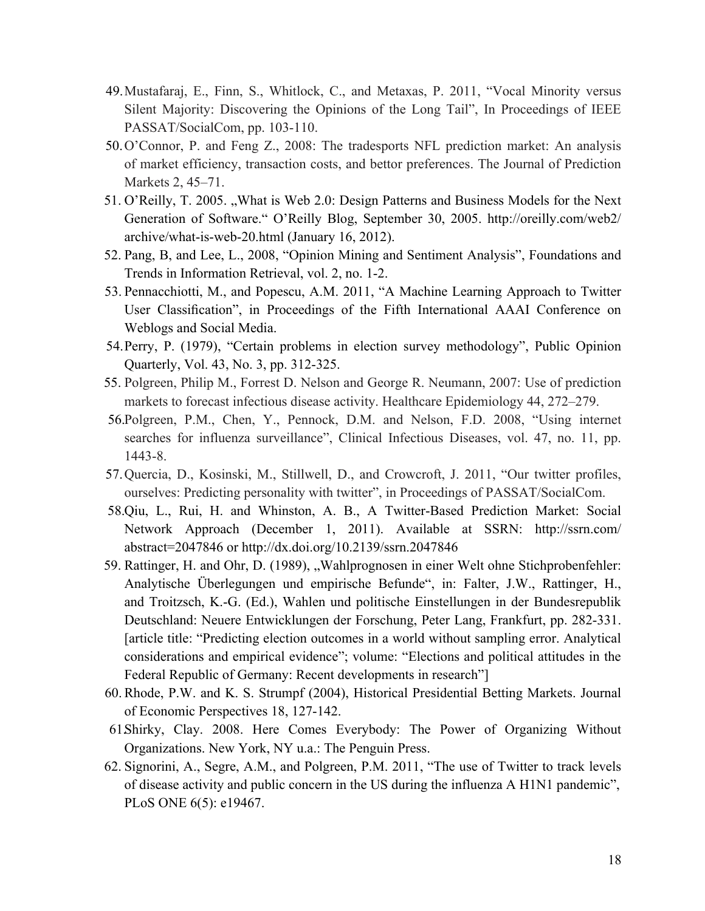49. Mustafaraj, E., Finn, S., Whitlock, C., and Metaxas, P. 2011, “Vocal Minority versus Silent Majority: Discovering the Opinions of the Long Tail”, In Proceedings of IEEE PASSAT/SocialCom, pp. 103-110.
50. O’Connor, P. and Feng Z., 2008: The tradesports NFL prediction market: An analysis of market efficiency, transaction costs, and bettor preferences. The Journal of Prediction Markets 2, 45–71.
51. O’Reilly, T. 2005. „What is Web 2.0: Design Patterns and Business Models for the Next Generation of Software.“ O’Reilly Blog, September 30, 2005. http://oreilly.com/web2/archive/what-is-web-20.html (January 16, 2012).
52. Pang, B, and Lee, L., 2008, “Opinion Mining and Sentiment Analysis”, Foundations and Trends in Information Retrieval, vol. 2, no. 1-2.
53. Pennacchiotti, M., and Popescu, A.M. 2011, “A Machine Learning Approach to Twitter User Classification”, in Proceedings of the Fifth International AAAI Conference on Weblogs and Social Media.
54. Perry, P. (1979), “Certain problems in election survey methodology”, Public Opinion Quarterly, Vol. 43, No. 3, pp. 312-325.
55. Polgreen, Philip M., Forrest D. Nelson and George R. Neumann, 2007: Use of prediction markets to forecast infectious disease activity. Healthcare Epidemiology 44, 272–279.
56. Polgreen, P.M., Chen, Y., Pennock, D.M. and Nelson, F.D. 2008, “Using internet searches for influenza surveillance”, Clinical Infectious Diseases, vol. 47, no. 11, pp. 1443-8.
57. Quercia, D., Kosinski, M., Stillwell, D., and Crowcroft, J. 2011, “Our twitter profiles, ourselves: Predicting personality with twitter”, in Proceedings of PASSAT/SocialCom.
58. Qiu, L., Rui, H. and Whinston, A. B., A Twitter-Based Prediction Market: Social Network Approach (December 1, 2011). Available at SSRN: http://ssrn.com/abstract=2047846 or http://dx.doi.org/10.2139/ssrn.2047846
59. Rattinger, H. and Ohr, D. (1989), „Wahlprognosen in einer Welt ohne Stichprobenfehler: Analytische Überlegungen und empirische Befunde“, in: Falter, J.W., Rattinger, H., and Troitzsch, K.-G. (Ed.), Wahlen und politische Einstellungen in der Bundesrepublik Deutschland: Neuere Entwicklungen der Forschung, Peter Lang, Frankfurt, pp. 282-331. [article title: “Predicting election outcomes in a world without sampling error. Analytical considerations and empirical evidence”; volume: “Elections and political attitudes in the Federal Republic of Germany: Recent developments in research”]
60. Rhode, P.W. and K. S. Strumpf (2004), Historical Presidential Betting Markets. Journal of Economic Perspectives 18, 127-142.
61. Shirky, Clay. 2008. Here Comes Everybody: The Power of Organizing Without Organizations. New York, NY u.a.: The Penguin Press.
62. Signorini, A., Segre, A.M., and Polgreen, P.M. 2011, “The use of Twitter to track levels of disease activity and public concern in the US during the influenza A H1N1 pandemic”, PLoS ONE 6(5): e19467.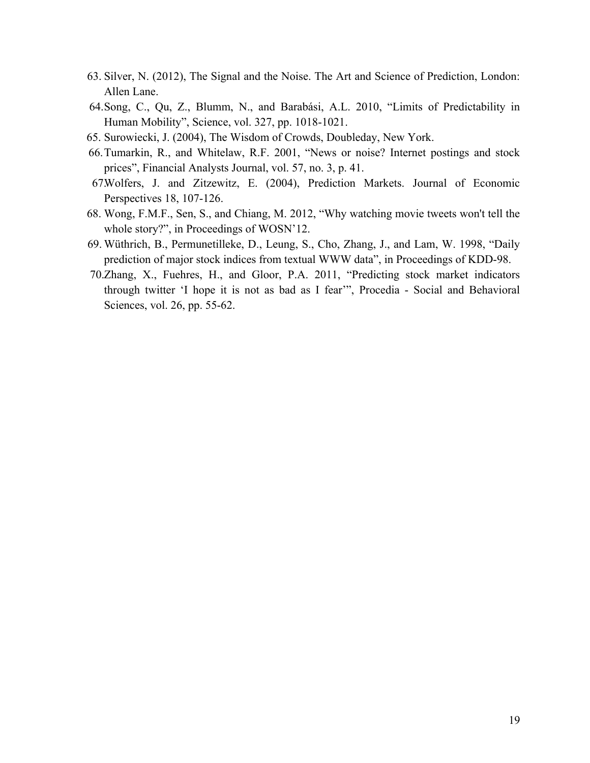63. Silver, N. (2012), The Signal and the Noise. The Art and Science of Prediction, London: Allen Lane.
64. Song, C., Qu, Z., Blumm, N., and Barabási, A.L. 2010, “Limits of Predictability in Human Mobility”, Science, vol. 327, pp. 1018-1021.
65. Surowiecki, J. (2004), The Wisdom of Crowds, Doubleday, New York.
66. Tumarkin, R., and Whitelaw, R.F. 2001, “News or noise? Internet postings and stock prices”, Financial Analysts Journal, vol. 57, no. 3, p. 41.
67. Wolfers, J. and Zitzewitz, E. (2004), Prediction Markets. Journal of Economic Perspectives 18, 107-126.
68. Wong, F.M.F., Sen, S., and Chiang, M. 2012, “Why watching movie tweets won't tell the whole story?”, in Proceedings of WOSN’12.
69. Wüthrich, B., Permunetilleke, D., Leung, S., Cho, Zhang, J., and Lam, W. 1998, “Daily prediction of major stock indices from textual WWW data”, in Proceedings of KDD-98.
70. Zhang, X., Fuehres, H., and Gloor, P.A. 2011, “Predicting stock market indicators through twitter ‘I hope it is not as bad as I fear’”, Procedia - Social and Behavioral Sciences, vol. 26, pp. 55-62.